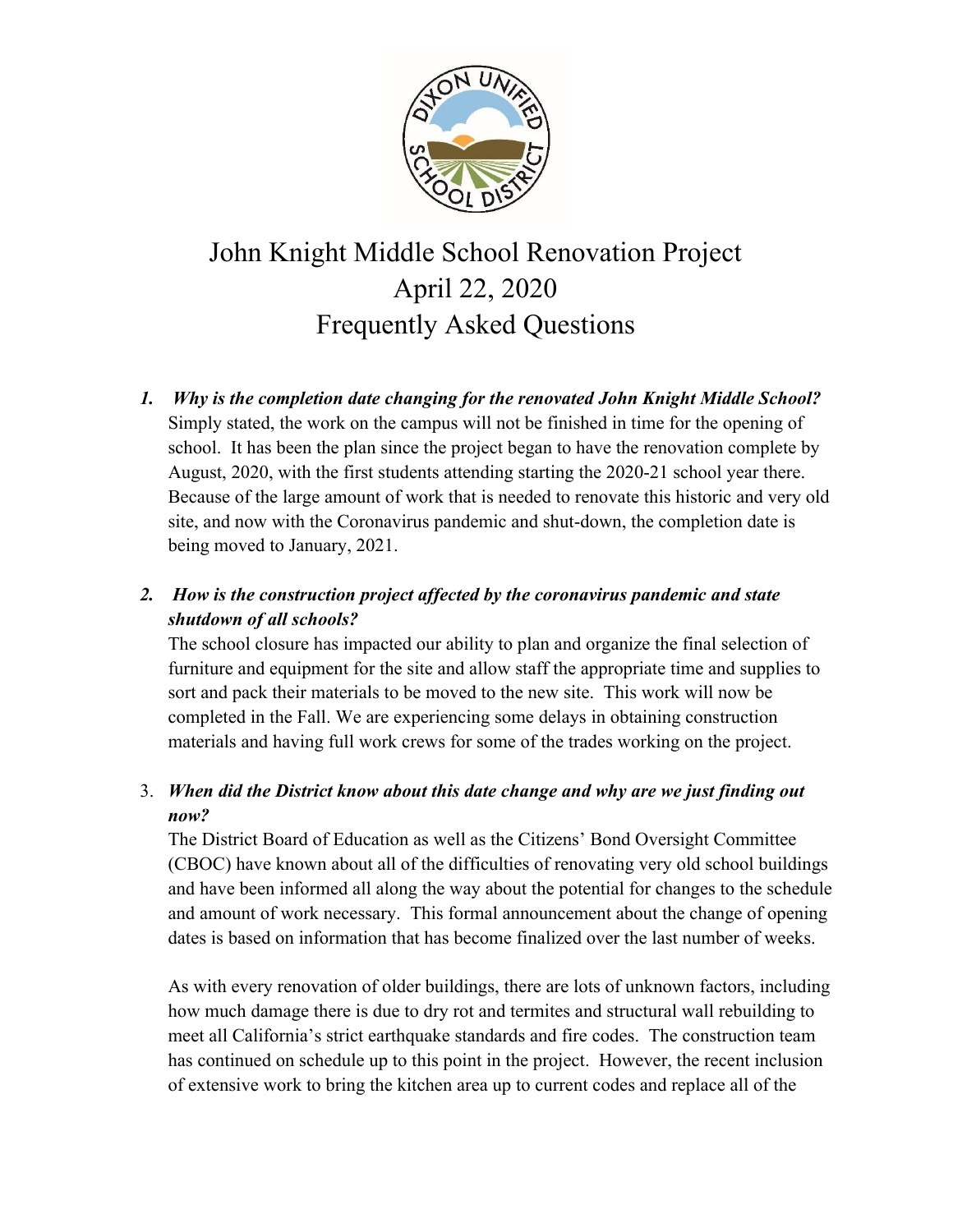# John Knight Middle School Renovation Project
# April 22, 2020
# Frequently Asked Questions

1. ***Why is the completion date changing for the renovated John Knight Middle School?***
   Simply stated, the work on the campus will not be finished in time for the opening of school. It has been the plan since the project began to have the renovation complete by August, 2020, with the first students attending starting the 2020-21 school year there. Because of the large amount of work that is needed to renovate this historic and very old site, and now with the Coronavirus pandemic and shut-down, the completion date is being moved to January, 2021.

2. ***How is the construction project affected by the coronavirus pandemic and state shutdown of all schools?***
   The school closure has impacted our ability to plan and organize the final selection of furniture and equipment for the site and allow staff the appropriate time and supplies to sort and pack their materials to be moved to the new site. This work will now be completed in the Fall. We are experiencing some delays in obtaining construction materials and having full work crews for some of the trades working on the project.

3. ***When did the District know about this date change and why are we just finding out now?***
   The District Board of Education as well as the Citizens' Bond Oversight Committee (CBOC) have known about all of the difficulties of renovating very old school buildings and have been informed all along the way about the potential for changes to the schedule and amount of work necessary. This formal announcement about the change of opening dates is based on information that has become finalized over the last number of weeks.

   As with every renovation of older buildings, there are lots of unknown factors, including how much damage there is due to dry rot and termites and structural wall rebuilding to meet all California's strict earthquake standards and fire codes. The construction team has continued on schedule up to this point in the project. However, the recent inclusion of extensive work to bring the kitchen area up to current codes and replace all of the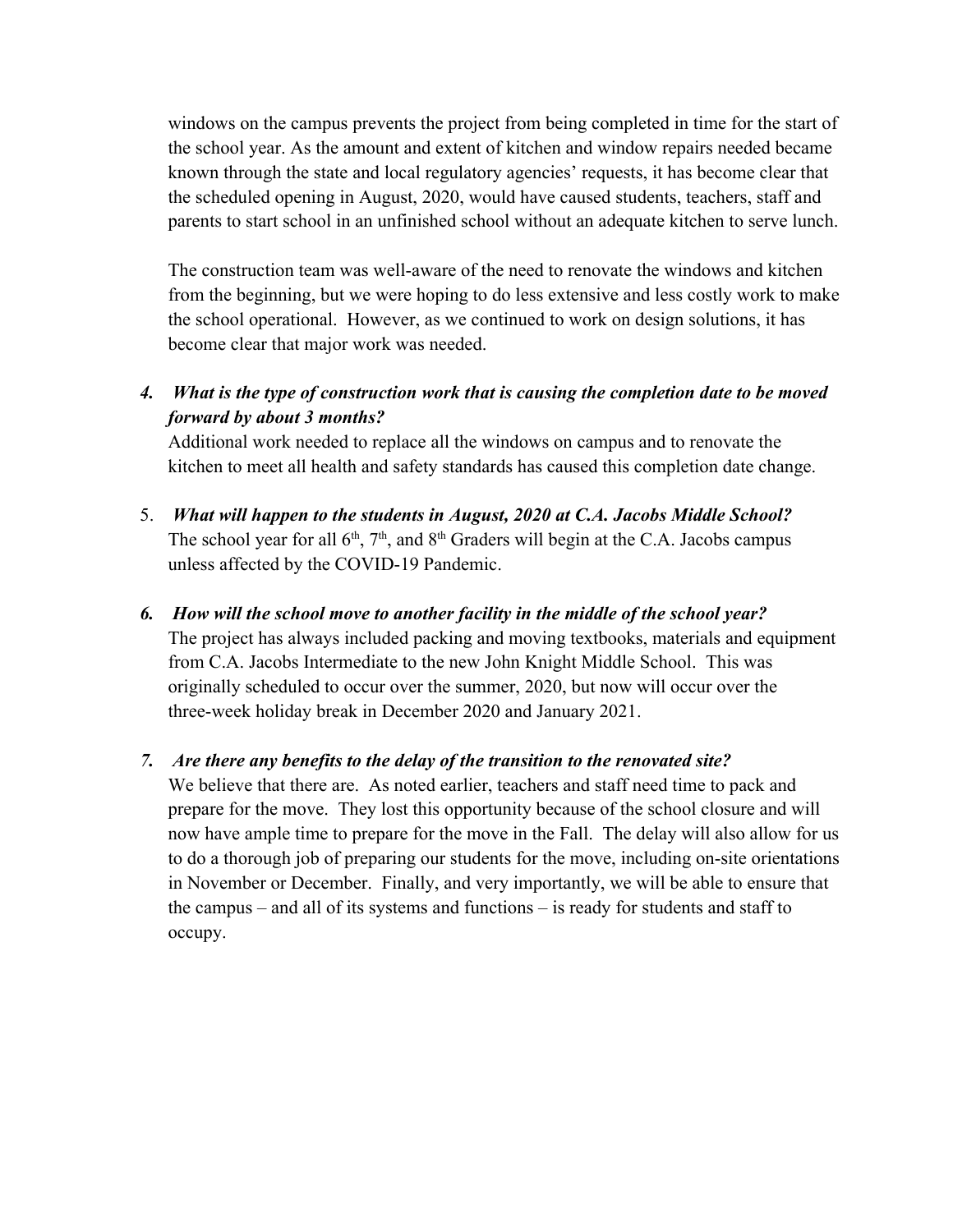windows on the campus prevents the project from being completed in time for the start of the school year. As the amount and extent of kitchen and window repairs needed became known through the state and local regulatory agencies' requests, it has become clear that the scheduled opening in August, 2020, would have caused students, teachers, staff and parents to start school in an unfinished school without an adequate kitchen to serve lunch.

The construction team was well-aware of the need to renovate the windows and kitchen from the beginning, but we were hoping to do less extensive and less costly work to make the school operational. However, as we continued to work on design solutions, it has become clear that major work was needed.

4. ***What is the type of construction work that is causing the completion date to be moved forward by about 3 months?***
   Additional work needed to replace all the windows on campus and to renovate the kitchen to meet all health and safety standards has caused this completion date change.

5. ***What will happen to the students in August, 2020 at C.A. Jacobs Middle School?***
   The school year for all 6th, 7th, and 8th Graders will begin at the C.A. Jacobs campus unless affected by the COVID-19 Pandemic.

6. ***How will the school move to another facility in the middle of the school year?***
   The project has always included packing and moving textbooks, materials and equipment from C.A. Jacobs Intermediate to the new John Knight Middle School. This was originally scheduled to occur over the summer, 2020, but now will occur over the three-week holiday break in December 2020 and January 2021.

7. ***Are there any benefits to the delay of the transition to the renovated site?***
   We believe that there are. As noted earlier, teachers and staff need time to pack and prepare for the move. They lost this opportunity because of the school closure and will now have ample time to prepare for the move in the Fall. The delay will also allow for us to do a thorough job of preparing our students for the move, including on-site orientations in November or December. Finally, and very importantly, we will be able to ensure that the campus – and all of its systems and functions – is ready for students and staff to occupy.